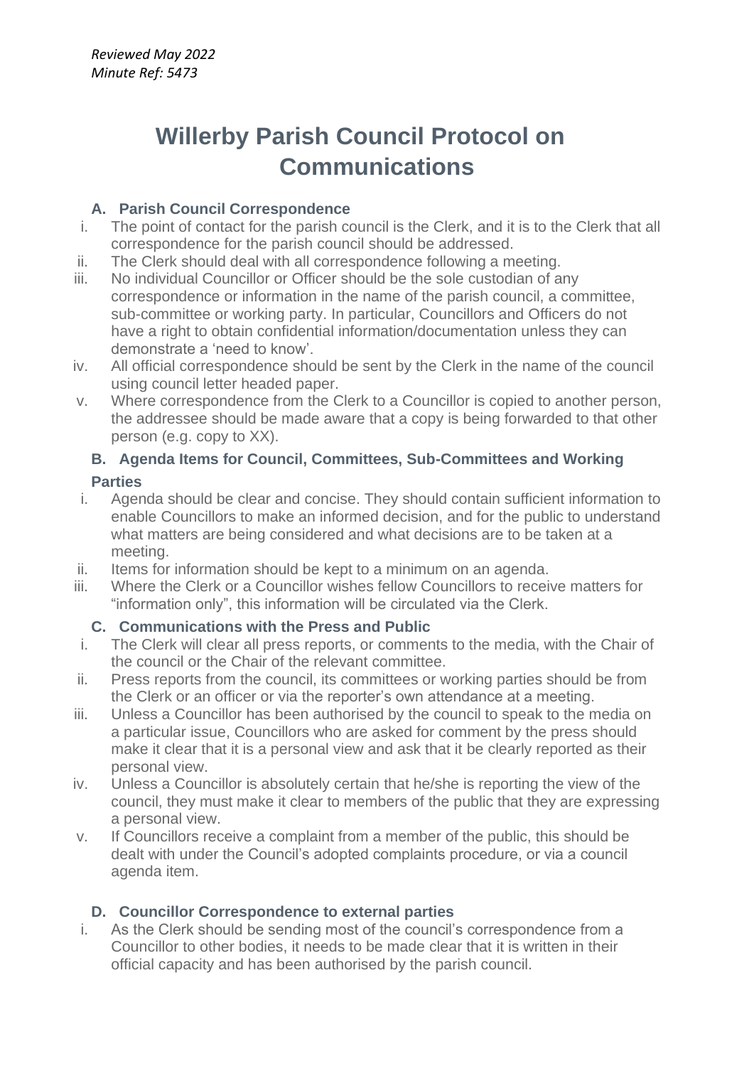*Reviewed May 2022*
*Minute Ref: 5473*

# Willerby Parish Council Protocol on Communications

### A. Parish Council Correspondence

i. The point of contact for the parish council is the Clerk, and it is to the Clerk that all correspondence for the parish council should be addressed.
ii. The Clerk should deal with all correspondence following a meeting.
iii. No individual Councillor or Officer should be the sole custodian of any correspondence or information in the name of the parish council, a committee, sub-committee or working party. In particular, Councillors and Officers do not have a right to obtain confidential information/documentation unless they can demonstrate a 'need to know'.
iv. All official correspondence should be sent by the Clerk in the name of the council using council letter headed paper.
v. Where correspondence from the Clerk to a Councillor is copied to another person, the addressee should be made aware that a copy is being forwarded to that other person (e.g. copy to XX).

### B. Agenda Items for Council, Committees, Sub-Committees and Working Parties

i. Agenda should be clear and concise. They should contain sufficient information to enable Councillors to make an informed decision, and for the public to understand what matters are being considered and what decisions are to be taken at a meeting.
ii. Items for information should be kept to a minimum on an agenda.
iii. Where the Clerk or a Councillor wishes fellow Councillors to receive matters for "information only", this information will be circulated via the Clerk.

### C. Communications with the Press and Public

i. The Clerk will clear all press reports, or comments to the media, with the Chair of the council or the Chair of the relevant committee.
ii. Press reports from the council, its committees or working parties should be from the Clerk or an officer or via the reporter's own attendance at a meeting.
iii. Unless a Councillor has been authorised by the council to speak to the media on a particular issue, Councillors who are asked for comment by the press should make it clear that it is a personal view and ask that it be clearly reported as their personal view.
iv. Unless a Councillor is absolutely certain that he/she is reporting the view of the council, they must make it clear to members of the public that they are expressing a personal view.
v. If Councillors receive a complaint from a member of the public, this should be dealt with under the Council's adopted complaints procedure, or via a council agenda item.

### D. Councillor Correspondence to external parties

i. As the Clerk should be sending most of the council's correspondence from a Councillor to other bodies, it needs to be made clear that it is written in their official capacity and has been authorised by the parish council.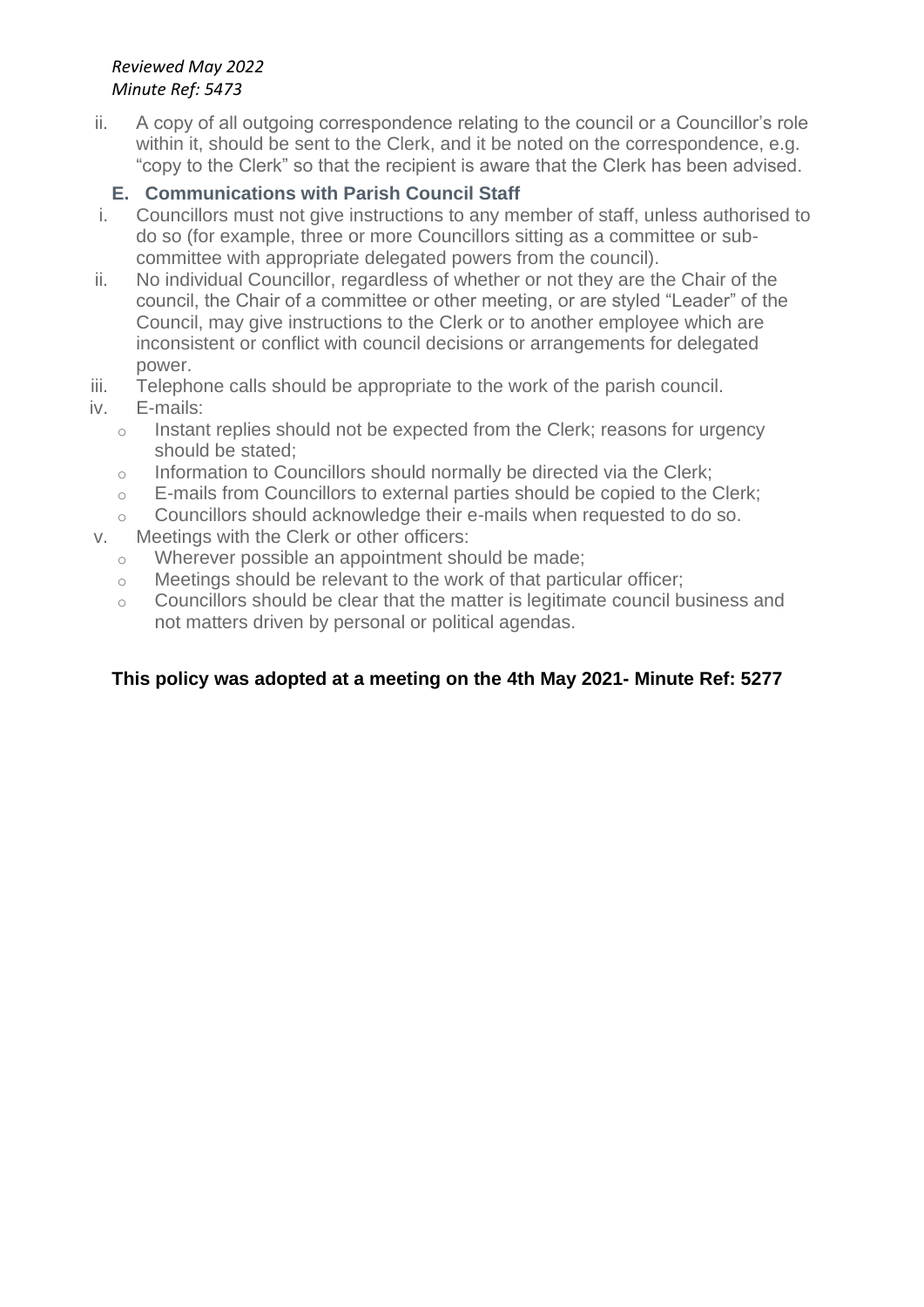*Reviewed May 2022*
*Minute Ref: 5473*

ii. A copy of all outgoing correspondence relating to the council or a Councillor's role within it, should be sent to the Clerk, and it be noted on the correspondence, e.g. "copy to the Clerk" so that the recipient is aware that the Clerk has been advised.

### E. Communications with Parish Council Staff

i. Councillors must not give instructions to any member of staff, unless authorised to do so (for example, three or more Councillors sitting as a committee or sub-committee with appropriate delegated powers from the council).

ii. No individual Councillor, regardless of whether or not they are the Chair of the council, the Chair of a committee or other meeting, or are styled "Leader" of the Council, may give instructions to the Clerk or to another employee which are inconsistent or conflict with council decisions or arrangements for delegated power.

iii. Telephone calls should be appropriate to the work of the parish council.

iv. E-mails:
   - Instant replies should not be expected from the Clerk; reasons for urgency should be stated;
   - Information to Councillors should normally be directed via the Clerk;
   - E-mails from Councillors to external parties should be copied to the Clerk;
   - Councillors should acknowledge their e-mails when requested to do so.

v. Meetings with the Clerk or other officers:
   - Wherever possible an appointment should be made;
   - Meetings should be relevant to the work of that particular officer;
   - Councillors should be clear that the matter is legitimate council business and not matters driven by personal or political agendas.

**This policy was adopted at a meeting on the 4th May 2021- Minute Ref: 5277**